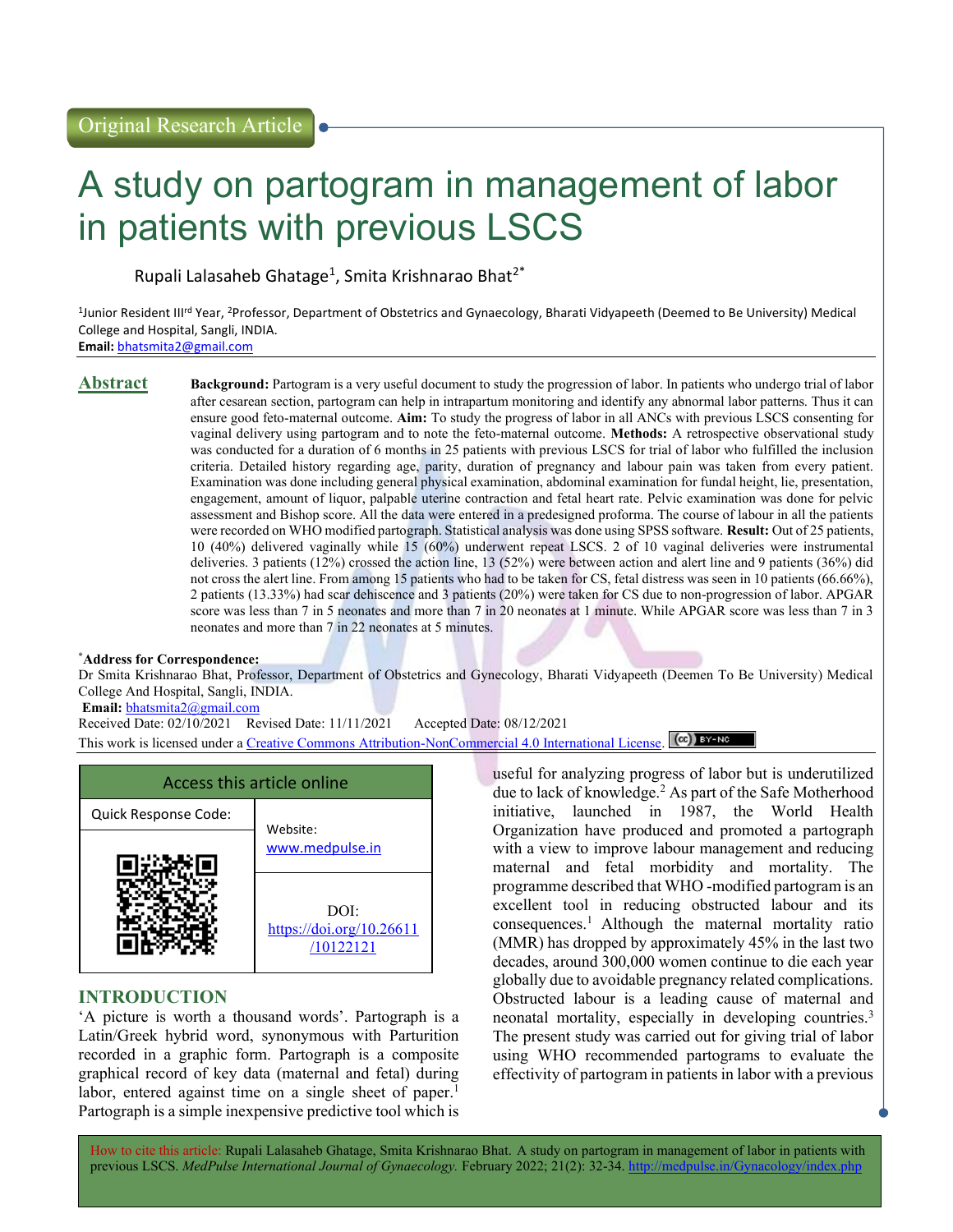Original Research Article

# A study on partogram in management of labor in patients with previous LSCS

Rupali Lalasaheb Ghatage[1], Smita Krishnarao Bhat[2*]

[1]Junior Resident III[rd] Year, [2]Professor, Department of Obstetrics and Gynaecology, Bharati Vidyapeeth (Deemed to Be University) Medical College and Hospital, Sangli, INDIA.
**Email:** bhatsmita2@gmail.com

## Abstract

**Background:** Partogram is a very useful document to study the progression of labor. In patients who undergo trial of labor after cesarean section, partogram can help in intrapartum monitoring and identify any abnormal labor patterns. Thus it can ensure good feto-maternal outcome. **Aim:** To study the progress of labor in all ANCs with previous LSCS consenting for vaginal delivery using partogram and to note the feto-maternal outcome. **Methods:** A retrospective observational study was conducted for a duration of 6 months in 25 patients with previous LSCS for trial of labor who fulfilled the inclusion criteria. Detailed history regarding age, parity, duration of pregnancy and labour pain was taken from every patient. Examination was done including general physical examination, abdominal examination for fundal height, lie, presentation, engagement, amount of liquor, palpable uterine contraction and fetal heart rate. Pelvic examination was done for pelvic assessment and Bishop score. All the data were entered in a predesigned proforma. The course of labour in all the patients were recorded on WHO modified partograph. Statistical analysis was done using SPSS software. **Result:** Out of 25 patients, 10 (40%) delivered vaginally while 15 (60%) underwent repeat LSCS. 2 of 10 vaginal deliveries were instrumental deliveries. 3 patients (12%) crossed the action line, 13 (52%) were between action and alert line and 9 patients (36%) did not cross the alert line. From among 15 patients who had to be taken for CS, fetal distress was seen in 10 patients (66.66%), 2 patients (13.33%) had scar dehiscence and 3 patients (20%) were taken for CS due to non-progression of labor. APGAR score was less than 7 in 5 neonates and more than 7 in 20 neonates at 1 minute. While APGAR score was less than 7 in 3 neonates and more than 7 in 22 neonates at 5 minutes.

**\*Address for Correspondence:**
Dr Smita Krishnarao Bhat, Professor, Department of Obstetrics and Gynecology, Bharati Vidyapeeth (Deemen To Be University) Medical College And Hospital, Sangli, INDIA.
**Email:** bhatsmita2@gmail.com
Received Date: 02/10/2021 Revised Date: 11/11/2021 Accepted Date: 08/12/2021
This work is licensed under a Creative Commons Attribution-NonCommercial 4.0 International License.

| Access this article online | |
|---|---|
| Quick Response Code: | Website: www.medpulse.in |
| | DOI: https://doi.org/10.26611/10122121 |

## INTRODUCTION

'A picture is worth a thousand words'. Partograph is a Latin/Greek hybrid word, synonymous with Parturition recorded in a graphic form. Partograph is a composite graphical record of key data (maternal and fetal) during labor, entered against time on a single sheet of paper.[1] Partograph is a simple inexpensive predictive tool which is useful for analyzing progress of labor but is underutilized due to lack of knowledge.[2] As part of the Safe Motherhood initiative, launched in 1987, the World Health Organization have produced and promoted a partograph with a view to improve labour management and reducing maternal and fetal morbidity and mortality. The programme described that WHO -modified partogram is an excellent tool in reducing obstructed labour and its consequences.[1] Although the maternal mortality ratio (MMR) has dropped by approximately 45% in the last two decades, around 300,000 women continue to die each year globally due to avoidable pregnancy related complications. Obstructed labour is a leading cause of maternal and neonatal mortality, especially in developing countries.[3] The present study was carried out for giving trial of labor using WHO recommended partograms to evaluate the effectivity of partogram in patients in labor with a previous

How to cite this article: Rupali Lalasaheb Ghatage, Smita Krishnarao Bhat. A study on partogram in management of labor in patients with previous LSCS. *MedPulse International Journal of Gynaecology.* February 2022; 21(2): 32-34. http://medpulse.in/Gynacology/index.php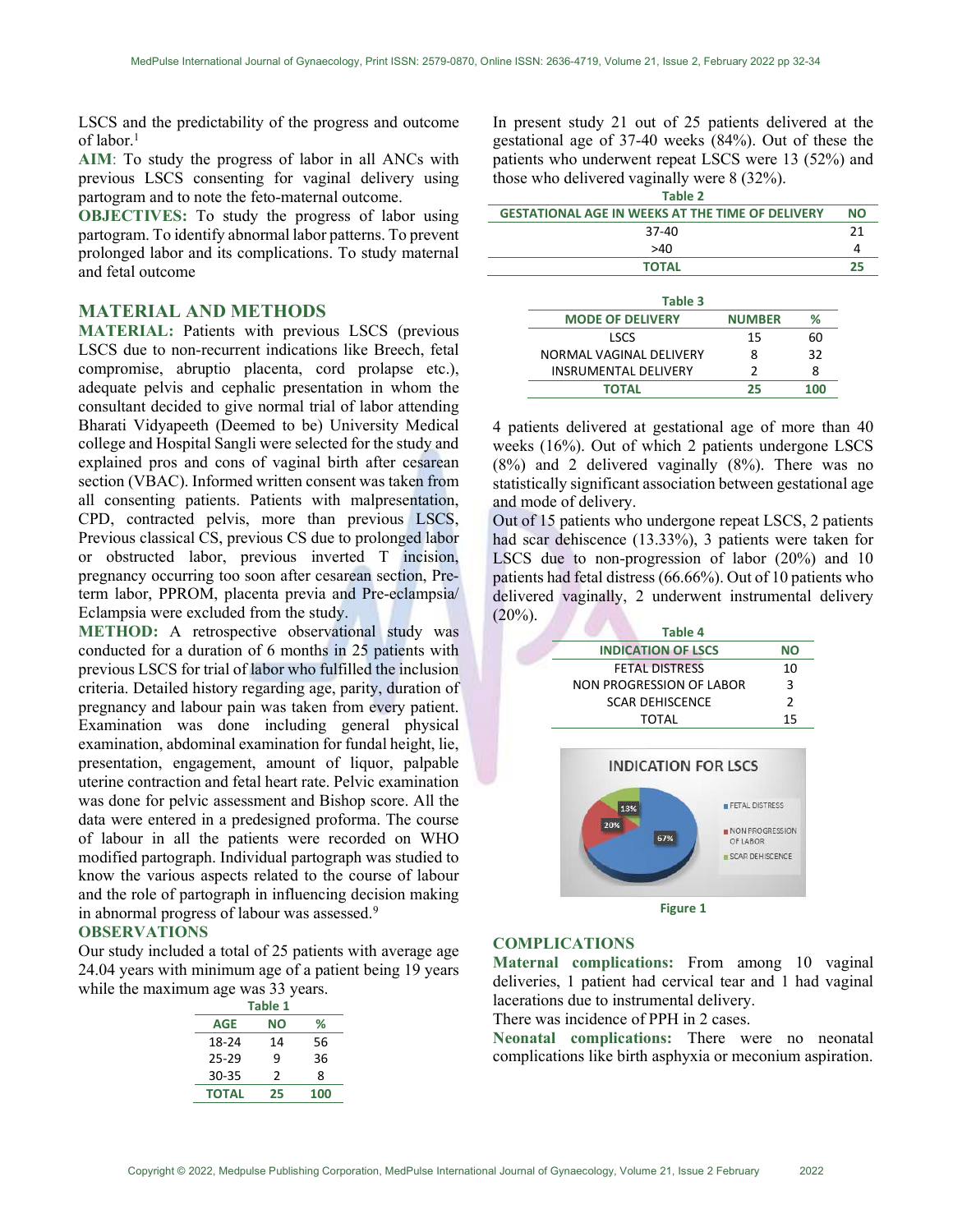LSCS and the predictability of the progress and outcome of labor.[1]

**AIM**: To study the progress of labor in all ANCs with previous LSCS consenting for vaginal delivery using partogram and to note the feto-maternal outcome.

**OBJECTIVES:** To study the progress of labor using partogram. To identify abnormal labor patterns. To prevent prolonged labor and its complications. To study maternal and fetal outcome

## MATERIAL AND METHODS

**MATERIAL:** Patients with previous LSCS (previous LSCS due to non-recurrent indications like Breech, fetal compromise, abruptio placenta, cord prolapse etc.), adequate pelvis and cephalic presentation in whom the consultant decided to give normal trial of labor attending Bharati Vidyapeeth (Deemed to be) University Medical college and Hospital Sangli were selected for the study and explained pros and cons of vaginal birth after cesarean section (VBAC). Informed written consent was taken from all consenting patients. Patients with malpresentation, CPD, contracted pelvis, more than previous LSCS, Previous classical CS, previous CS due to prolonged labor or obstructed labor, previous inverted T incision, pregnancy occurring too soon after cesarean section, Pre-term labor, PPROM, placenta previa and Pre-eclampsia/ Eclampsia were excluded from the study.

**METHOD:** A retrospective observational study was conducted for a duration of 6 months in 25 patients with previous LSCS for trial of labor who fulfilled the inclusion criteria. Detailed history regarding age, parity, duration of pregnancy and labour pain was taken from every patient. Examination was done including general physical examination, abdominal examination for fundal height, lie, presentation, engagement, amount of liquor, palpable uterine contraction and fetal heart rate. Pelvic examination was done for pelvic assessment and Bishop score. All the data were entered in a predesigned proforma. The course of labour in all the patients were recorded on WHO modified partograph. Individual partograph was studied to know the various aspects related to the course of labour and the role of partograph in influencing decision making in abnormal progress of labour was assessed.[9]

## OBSERVATIONS

Our study included a total of 25 patients with average age 24.04 years with minimum age of a patient being 19 years while the maximum age was 33 years.

Table 1

| AGE | NO | % |
|---|---|---|
| 18-24 | 14 | 56 |
| 25-29 | 9 | 36 |
| 30-35 | 2 | 8 |
| **TOTAL** | **25** | **100** |

In present study 21 out of 25 patients delivered at the gestational age of 37-40 weeks (84%). Out of these the patients who underwent repeat LSCS were 13 (52%) and those who delivered vaginally were 8 (32%).

Table 2

| GESTATIONAL AGE IN WEEKS AT THE TIME OF DELIVERY | NO |
|---|---|
| 37-40 | 21 |
| >40 | 4 |
| **TOTAL** | **25** |

Table 3

| MODE OF DELIVERY | NUMBER | % |
|---|---|---|
| LSCS | 15 | 60 |
| NORMAL VAGINAL DELIVERY | 8 | 32 |
| INSRUMENTAL DELIVERY | 2 | 8 |
| **TOTAL** | **25** | **100** |

4 patients delivered at gestational age of more than 40 weeks (16%). Out of which 2 patients undergone LSCS (8%) and 2 delivered vaginally (8%). There was no statistically significant association between gestational age and mode of delivery.

Out of 15 patients who undergone repeat LSCS, 2 patients had scar dehiscence (13.33%), 3 patients were taken for LSCS due to non-progression of labor (20%) and 10 patients had fetal distress (66.66%). Out of 10 patients who delivered vaginally, 2 underwent instrumental delivery (20%).

Table 4

| INDICATION OF LSCS | NO |
|---|---|
| FETAL DISTRESS | 10 |
| NON PROGRESSION OF LABOR | 3 |
| SCAR DEHISCENCE | 2 |
| TOTAL | 15 |

Figure 1

## COMPLICATIONS

**Maternal complications:** From among 10 vaginal deliveries, 1 patient had cervical tear and 1 had vaginal lacerations due to instrumental delivery.

There was incidence of PPH in 2 cases.

**Neonatal complications:** There were no neonatal complications like birth asphyxia or meconium aspiration.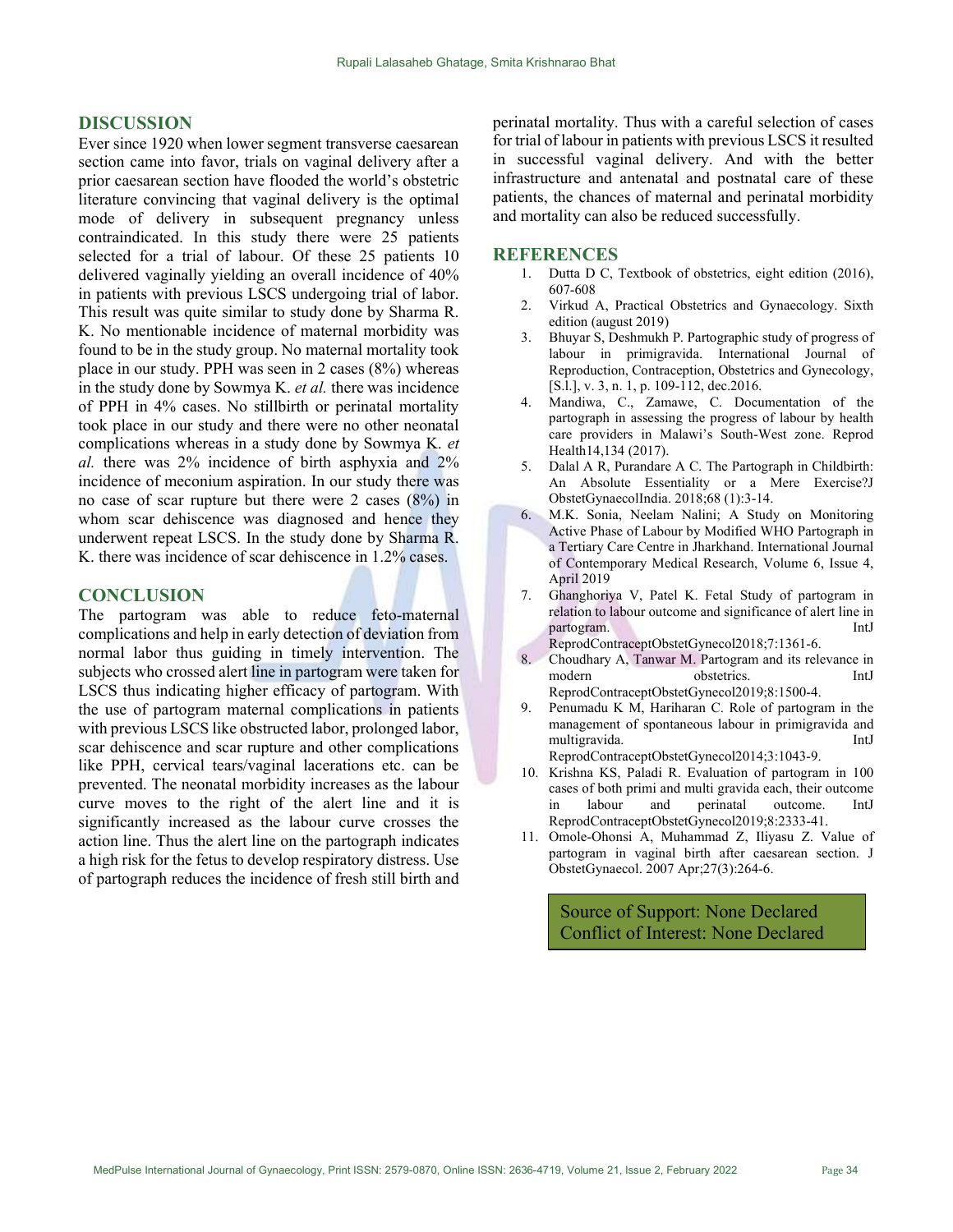## DISCUSSION

Ever since 1920 when lower segment transverse caesarean section came into favor, trials on vaginal delivery after a prior caesarean section have flooded the world's obstetric literature convincing that vaginal delivery is the optimal mode of delivery in subsequent pregnancy unless contraindicated. In this study there were 25 patients selected for a trial of labour. Of these 25 patients 10 delivered vaginally yielding an overall incidence of 40% in patients with previous LSCS undergoing trial of labor. This result was quite similar to study done by Sharma R. K. No mentionable incidence of maternal morbidity was found to be in the study group. No maternal mortality took place in our study. PPH was seen in 2 cases (8%) whereas in the study done by Sowmya K. *et al.* there was incidence of PPH in 4% cases. No stillbirth or perinatal mortality took place in our study and there were no other neonatal complications whereas in a study done by Sowmya K. *et al.* there was 2% incidence of birth asphyxia and 2% incidence of meconium aspiration. In our study there was no case of scar rupture but there were 2 cases (8%) in whom scar dehiscence was diagnosed and hence they underwent repeat LSCS. In the study done by Sharma R. K. there was incidence of scar dehiscence in 1.2% cases.

## CONCLUSION

The partogram was able to reduce feto-maternal complications and help in early detection of deviation from normal labor thus guiding in timely intervention. The subjects who crossed alert line in partogram were taken for LSCS thus indicating higher efficacy of partogram. With the use of partogram maternal complications in patients with previous LSCS like obstructed labor, prolonged labor, scar dehiscence and scar rupture and other complications like PPH, cervical tears/vaginal lacerations etc. can be prevented. The neonatal morbidity increases as the labour curve moves to the right of the alert line and it is significantly increased as the labour curve crosses the action line. Thus the alert line on the partograph indicates a high risk for the fetus to develop respiratory distress. Use of partograph reduces the incidence of fresh still birth and perinatal mortality. Thus with a careful selection of cases for trial of labour in patients with previous LSCS it resulted in successful vaginal delivery. And with the better infrastructure and antenatal and postnatal care of these patients, the chances of maternal and perinatal morbidity and mortality can also be reduced successfully.

## REFERENCES

1. Dutta D C, Textbook of obstetrics, eight edition (2016), 607-608
2. Virkud A, Practical Obstetrics and Gynaecology. Sixth edition (august 2019)
3. Bhuyar S, Deshmukh P. Partographic study of progress of labour in primigravida. International Journal of Reproduction, Contraception, Obstetrics and Gynecology, [S.l.], v. 3, n. 1, p. 109-112, dec.2016.
4. Mandiwa, C., Zamawe, C. Documentation of the partograph in assessing the progress of labour by health care providers in Malawi's South-West zone. Reprod Health14,134 (2017).
5. Dalal A R, Purandare A C. The Partograph in Childbirth: An Absolute Essentiality or a Mere Exercise?J ObstetGynaecolIndia. 2018;68 (1):3-14.
6. M.K. Sonia, Neelam Nalini; A Study on Monitoring Active Phase of Labour by Modified WHO Partograph in a Tertiary Care Centre in Jharkhand. International Journal of Contemporary Medical Research, Volume 6, Issue 4, April 2019
7. Ghanghoriya V, Patel K. Fetal Study of partogram in relation to labour outcome and significance of alert line in partogram. IntJ ReprodContraceptObstetGynecol2018;7:1361-6.
8. Choudhary A, Tanwar M. Partogram and its relevance in modern obstetrics. IntJ ReprodContraceptObstetGynecol2019;8:1500-4.
9. Penumadu K M, Hariharan C. Role of partogram in the management of spontaneous labour in primigravida and multigravida. IntJ ReprodContraceptObstetGynecol2014;3:1043-9.
10. Krishna KS, Paladi R. Evaluation of partogram in 100 cases of both primi and multi gravida each, their outcome in labour and perinatal outcome. IntJ ReprodContraceptObstetGynecol2019;8:2333-41.
11. Omole-Ohonsi A, Muhammad Z, Iliyasu Z. Value of partogram in vaginal birth after caesarean section. J ObstetGynaecol. 2007 Apr;27(3):264-6.

Source of Support: None Declared
Conflict of Interest: None Declared